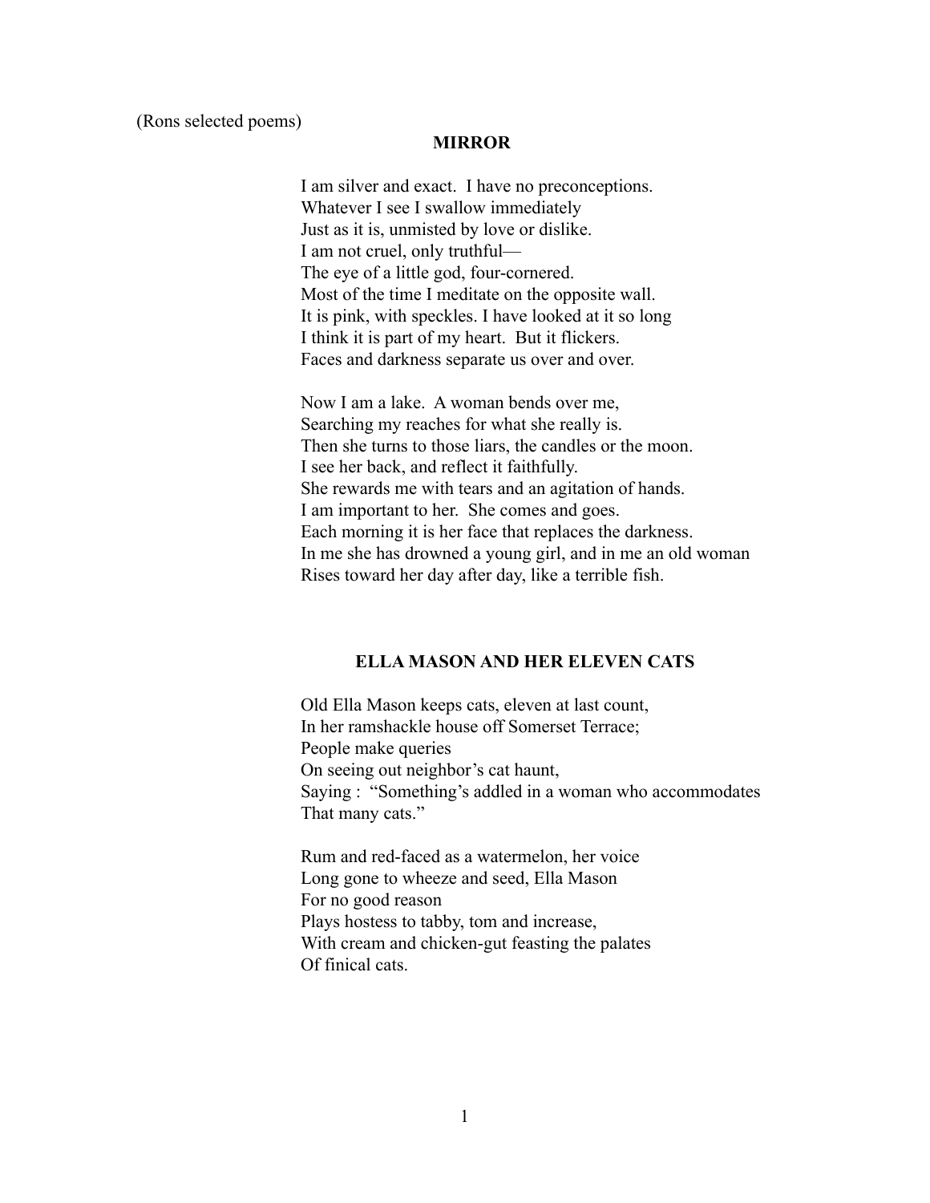(Rons selected poems)

## MIRROR

I am silver and exact.  I have no preconceptions.  
Whatever I see I swallow immediately  
Just as it is, unmisted by love or dislike.  
I am not cruel, only truthful—  
The eye of a little god, four-cornered.  
Most of the time I meditate on the opposite wall.  
It is pink, with speckles. I have looked at it so long  
I think it is part of my heart.  But it flickers.  
Faces and darkness separate us over and over.

Now I am a lake.  A woman bends over me,  
Searching my reaches for what she really is.  
Then she turns to those liars, the candles or the moon.  
I see her back, and reflect it faithfully.  
She rewards me with tears and an agitation of hands.  
I am important to her.  She comes and goes.  
Each morning it is her face that replaces the darkness.  
In me she has drowned a young girl, and in me an old woman  
Rises toward her day after day, like a terrible fish.

## ELLA MASON AND HER ELEVEN CATS

Old Ella Mason keeps cats, eleven at last count,  
In her ramshackle house off Somerset Terrace;  
People make queries  
On seeing out neighbor's cat haunt,  
Saying :  "Something's addled in a woman who accommodates  
That many cats."

Rum and red-faced as a watermelon, her voice  
Long gone to wheeze and seed, Ella Mason  
For no good reason  
Plays hostess to tabby, tom and increase,  
With cream and chicken-gut feasting the palates  
Of finical cats.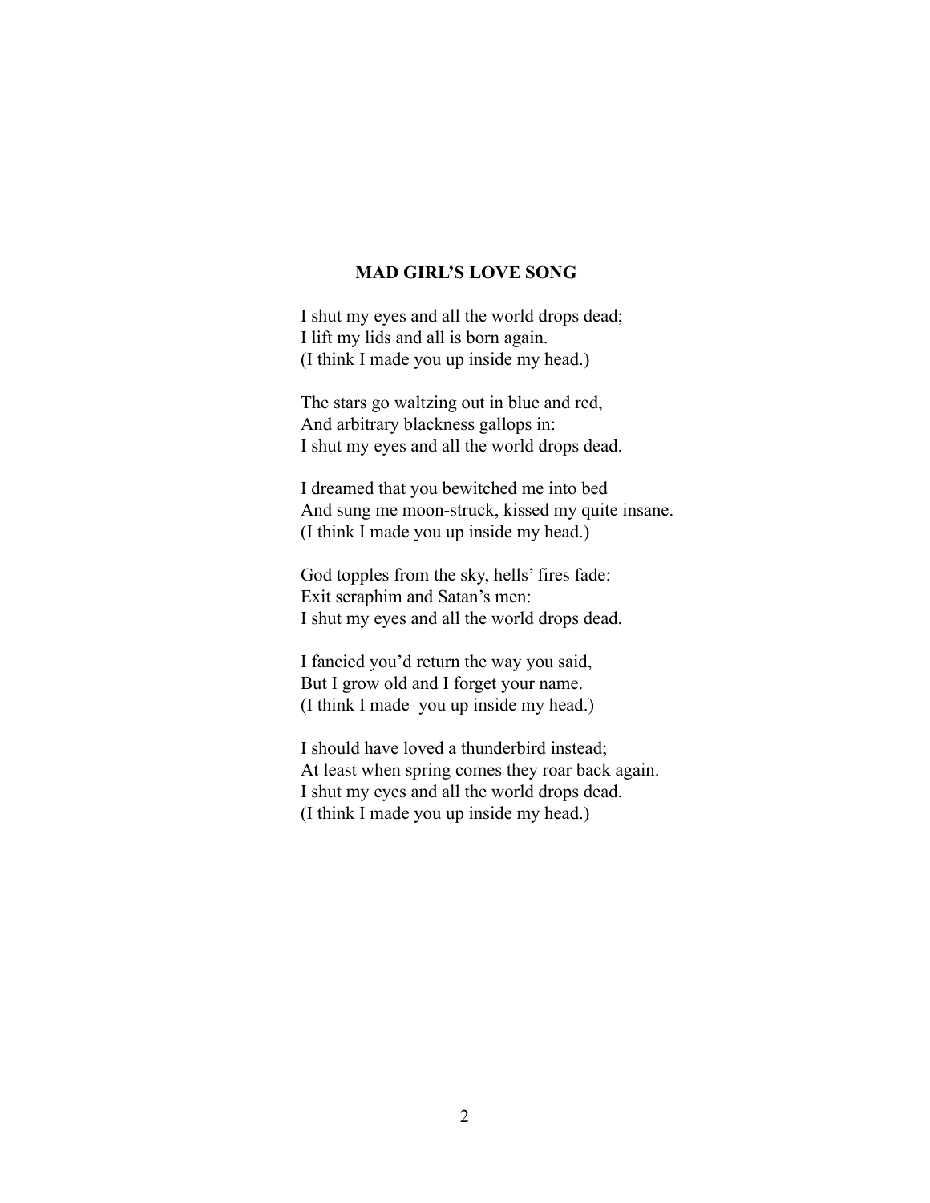# MAD GIRL'S LOVE SONG

I shut my eyes and all the world drops dead;
I lift my lids and all is born again.
(I think I made you up inside my head.)

The stars go waltzing out in blue and red,
And arbitrary blackness gallops in:
I shut my eyes and all the world drops dead.

I dreamed that you bewitched me into bed
And sung me moon-struck, kissed my quite insane.
(I think I made you up inside my head.)

God topples from the sky, hells' fires fade:
Exit seraphim and Satan's men:
I shut my eyes and all the world drops dead.

I fancied you'd return the way you said,
But I grow old and I forget your name.
(I think I made you up inside my head.)

I should have loved a thunderbird instead;
At least when spring comes they roar back again.
I shut my eyes and all the world drops dead.
(I think I made you up inside my head.)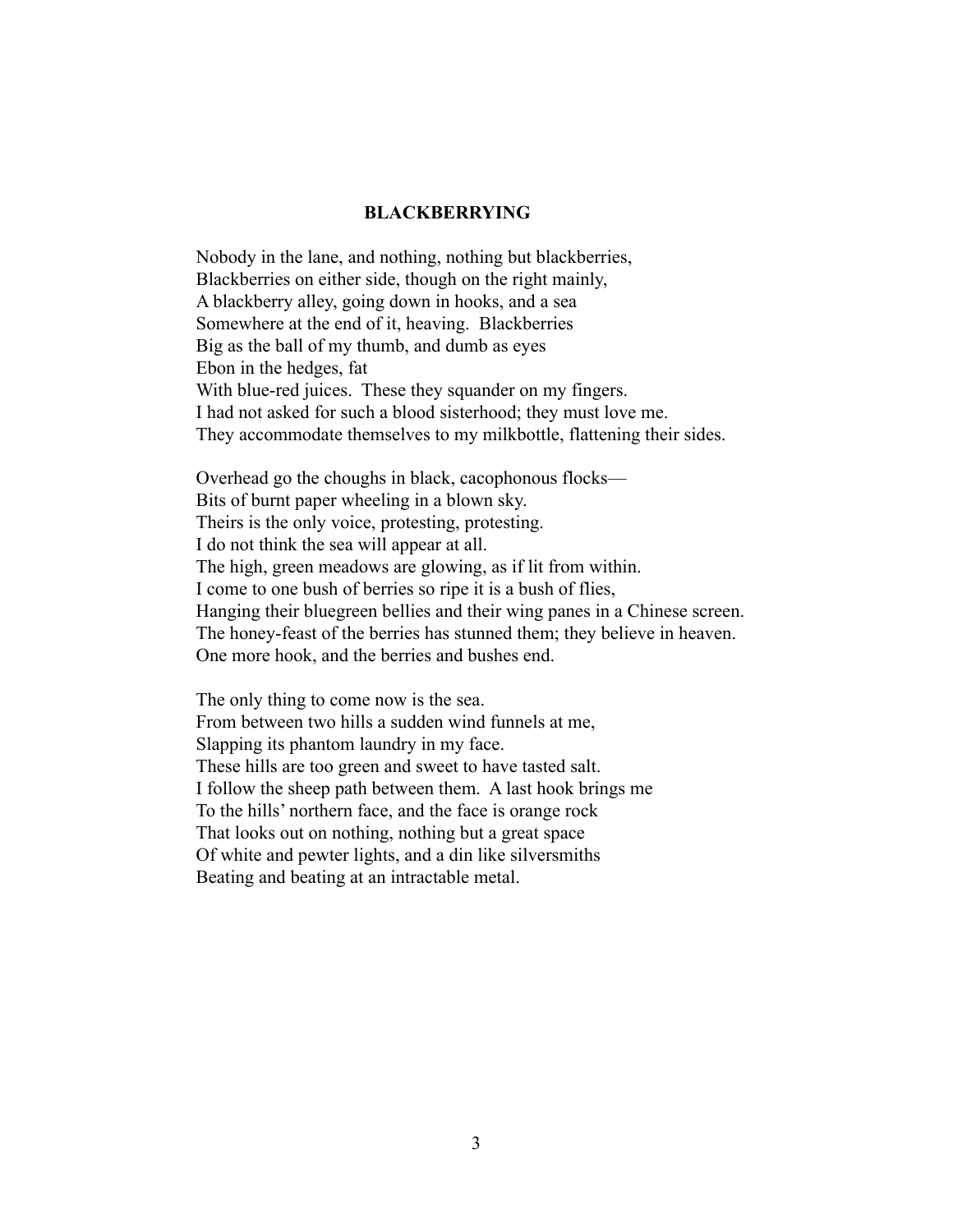## BLACKBERRYING

Nobody in the lane, and nothing, nothing but blackberries,  
Blackberries on either side, though on the right mainly,  
A blackberry alley, going down in hooks, and a sea  
Somewhere at the end of it, heaving. Blackberries  
Big as the ball of my thumb, and dumb as eyes  
Ebon in the hedges, fat  
With blue-red juices. These they squander on my fingers.  
I had not asked for such a blood sisterhood; they must love me.  
They accommodate themselves to my milkbottle, flattening their sides.

Overhead go the choughs in black, cacophonous flocks—  
Bits of burnt paper wheeling in a blown sky.  
Theirs is the only voice, protesting, protesting.  
I do not think the sea will appear at all.  
The high, green meadows are glowing, as if lit from within.  
I come to one bush of berries so ripe it is a bush of flies,  
Hanging their bluegreen bellies and their wing panes in a Chinese screen.  
The honey-feast of the berries has stunned them; they believe in heaven.  
One more hook, and the berries and bushes end.

The only thing to come now is the sea.  
From between two hills a sudden wind funnels at me,  
Slapping its phantom laundry in my face.  
These hills are too green and sweet to have tasted salt.  
I follow the sheep path between them. A last hook brings me  
To the hills' northern face, and the face is orange rock  
That looks out on nothing, nothing but a great space  
Of white and pewter lights, and a din like silversmiths  
Beating and beating at an intractable metal.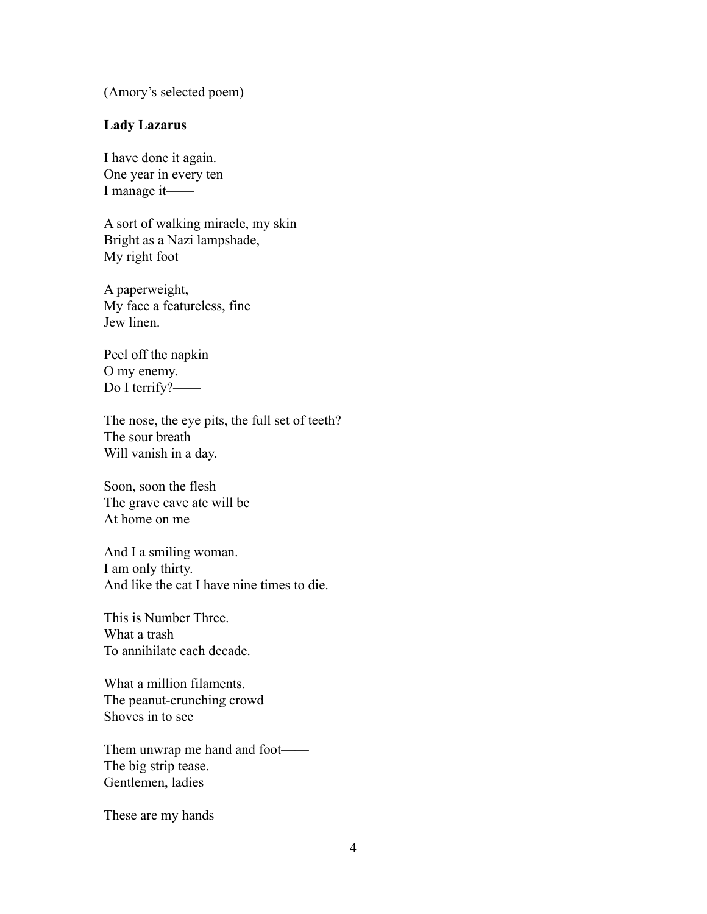(Amory's selected poem)

**Lady Lazarus**

I have done it again.  
One year in every ten  
I manage it——

A sort of walking miracle, my skin  
Bright as a Nazi lampshade,  
My right foot

A paperweight,  
My face a featureless, fine  
Jew linen.

Peel off the napkin  
O my enemy.  
Do I terrify?——

The nose, the eye pits, the full set of teeth?  
The sour breath  
Will vanish in a day.

Soon, soon the flesh  
The grave cave ate will be  
At home on me

And I a smiling woman.  
I am only thirty.  
And like the cat I have nine times to die.

This is Number Three.  
What a trash  
To annihilate each decade.

What a million filaments.  
The peanut-crunching crowd  
Shoves in to see

Them unwrap me hand and foot——  
The big strip tease.  
Gentlemen, ladies

These are my hands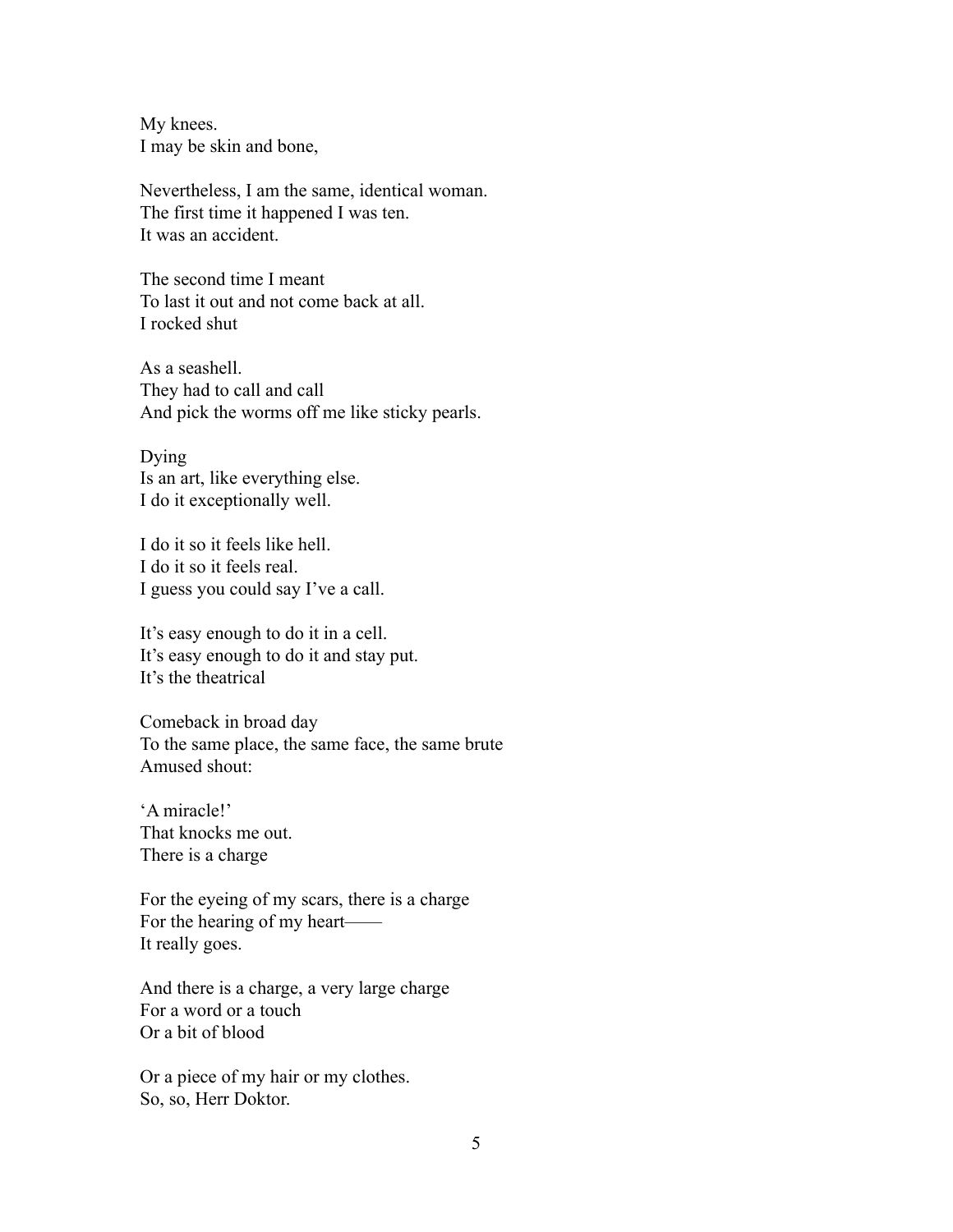My knees.  
I may be skin and bone,

Nevertheless, I am the same, identical woman.  
The first time it happened I was ten.  
It was an accident.

The second time I meant  
To last it out and not come back at all.  
I rocked shut

As a seashell.  
They had to call and call  
And pick the worms off me like sticky pearls.

Dying  
Is an art, like everything else.  
I do it exceptionally well.

I do it so it feels like hell.  
I do it so it feels real.  
I guess you could say I've a call.

It's easy enough to do it in a cell.  
It's easy enough to do it and stay put.  
It's the theatrical

Comeback in broad day  
To the same place, the same face, the same brute  
Amused shout:

'A miracle!'  
That knocks me out.  
There is a charge

For the eyeing of my scars, there is a charge  
For the hearing of my heart——  
It really goes.

And there is a charge, a very large charge  
For a word or a touch  
Or a bit of blood

Or a piece of my hair or my clothes.  
So, so, Herr Doktor.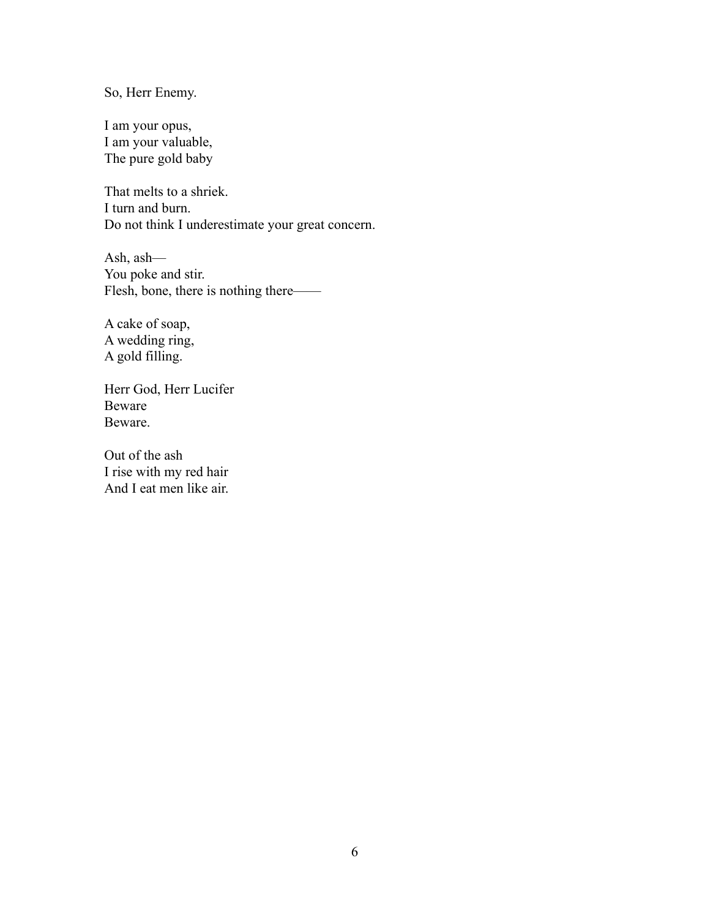So, Herr Enemy.

I am your opus,  
I am your valuable,  
The pure gold baby

That melts to a shriek.  
I turn and burn.  
Do not think I underestimate your great concern.

Ash, ash—  
You poke and stir.  
Flesh, bone, there is nothing there——

A cake of soap,  
A wedding ring,  
A gold filling.

Herr God, Herr Lucifer  
Beware  
Beware.

Out of the ash  
I rise with my red hair  
And I eat men like air.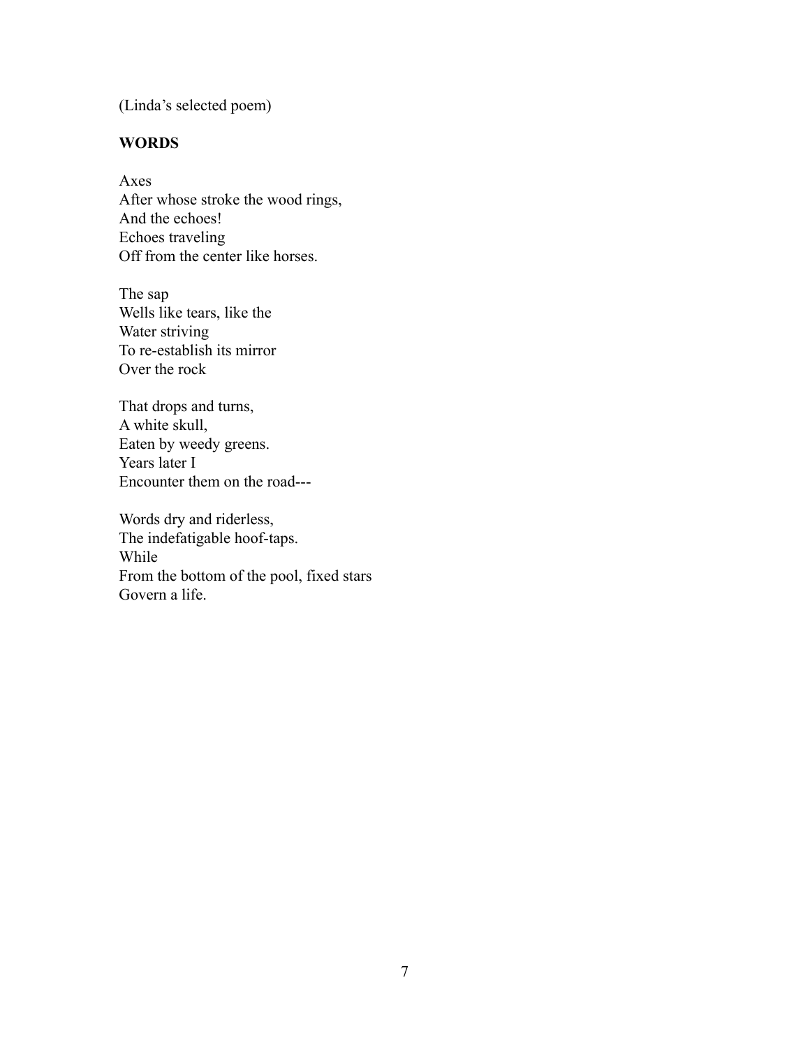(Linda's selected poem)

**WORDS**

Axes  
After whose stroke the wood rings,  
And the echoes!  
Echoes traveling  
Off from the center like horses.

The sap  
Wells like tears, like the  
Water striving  
To re-establish its mirror  
Over the rock

That drops and turns,  
A white skull,  
Eaten by weedy greens.  
Years later I  
Encounter them on the road---

Words dry and riderless,  
The indefatigable hoof-taps.  
While  
From the bottom of the pool, fixed stars  
Govern a life.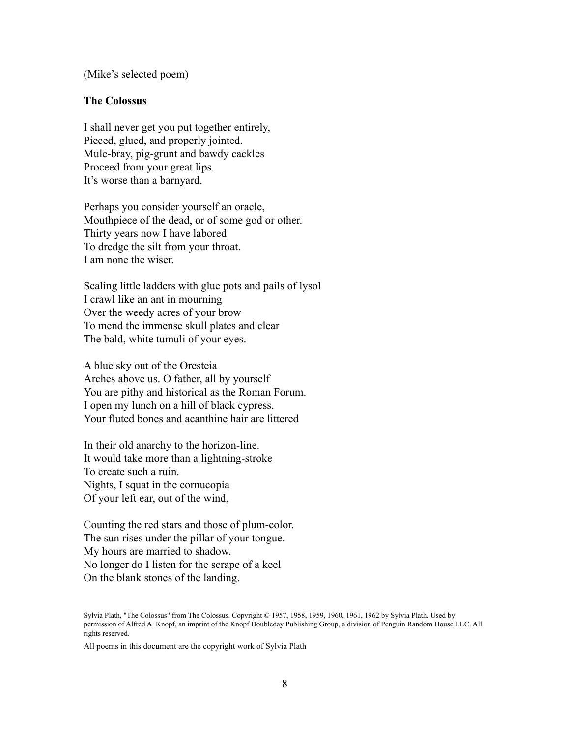(Mike's selected poem)

**The Colossus**

I shall never get you put together entirely,
Pieced, glued, and properly jointed.
Mule-bray, pig-grunt and bawdy cackles
Proceed from your great lips.
It's worse than a barnyard.

Perhaps you consider yourself an oracle,
Mouthpiece of the dead, or of some god or other.
Thirty years now I have labored
To dredge the silt from your throat.
I am none the wiser.

Scaling little ladders with glue pots and pails of lysol
I crawl like an ant in mourning
Over the weedy acres of your brow
To mend the immense skull plates and clear
The bald, white tumuli of your eyes.

A blue sky out of the Oresteia
Arches above us. O father, all by yourself
You are pithy and historical as the Roman Forum.
I open my lunch on a hill of black cypress.
Your fluted bones and acanthine hair are littered

In their old anarchy to the horizon-line.
It would take more than a lightning-stroke
To create such a ruin.
Nights, I squat in the cornucopia
Of your left ear, out of the wind,

Counting the red stars and those of plum-color.
The sun rises under the pillar of your tongue.
My hours are married to shadow.
No longer do I listen for the scrape of a keel
On the blank stones of the landing.

Sylvia Plath, "The Colossus" from The Colossus. Copyright © 1957, 1958, 1959, 1960, 1961, 1962 by Sylvia Plath. Used by permission of Alfred A. Knopf, an imprint of the Knopf Doubleday Publishing Group, a division of Penguin Random House LLC. All rights reserved.

All poems in this document are the copyright work of Sylvia Plath